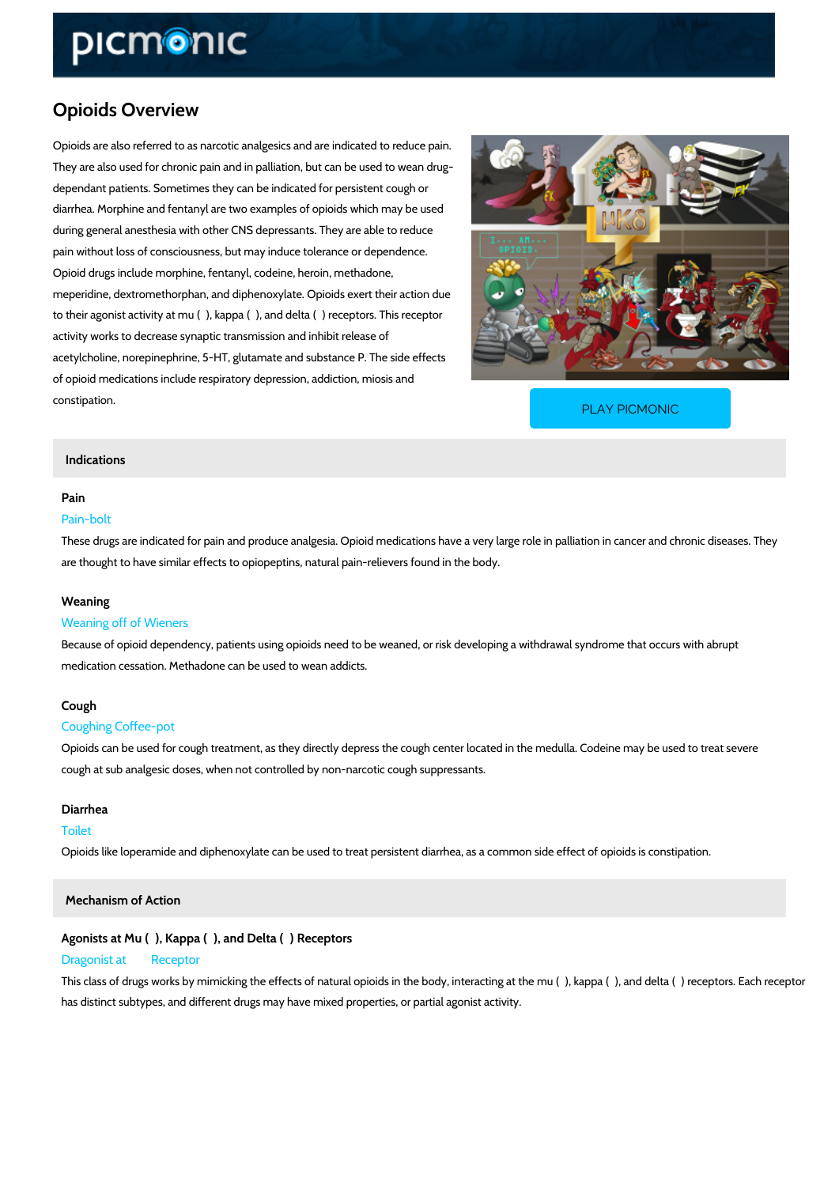# Opioids Overview

Opioids are also referred to as narcotic analgesics and are indicated to reduce pain. They are also used for chronic pain and in palliation, but can be used to wean drug-dependant patients. Sometimes they can be indicated for persistent cough or diarrhea. Morphine and fentanyl are two examples of opioids which may be used during general anesthesia with other CNS depressants. They are able to reduce pain without loss of consciousness, but may induce tolerance or dependence. Opioid drugs include morphine, fentanyl, codeine, heroin, methadone, meperidine, dextromethorphan, and diphenoxylate. Opioids exert their action due to their agonist activity at mu ( ), kappa ( ), and delta ( ) receptors. This receptor activity works to decrease synaptic transmission and inhibit release of acetylcholine, norepinephrine, 5-HT, glutamate and substance P. The side effects of opioid medications include respiratory depression, addiction, miosis and constipation.

PLAY PICMONIC

## Indications

### Pain

Pain-bolt

These drugs are indicated for pain and produce analgesia. Opioid medications have a very large role in palliation in cancer and chronic diseases. They are thought to have similar effects to opiopeptins, natural pain-relievers found in the body.

### Weaning

Weaning off of Wieners

Because of opioid dependency, patients using opioids need to be weaned, or risk developing a withdrawal syndrome that occurs with abrupt medication cessation. Methadone can be used to wean addicts.

### Cough

Coughing Coffee-pot

Opioids can be used for cough treatment, as they directly depress the cough center located in the medulla. Codeine may be used to treat severe cough at sub analgesic doses, when not controlled by non-narcotic cough suppressants.

### Diarrhea

Toilet

Opioids like loperamide and diphenoxylate can be used to treat persistent diarrhea, as a common side effect of opioids is constipation.

## Mechanism of Action

### Agonists at Mu ( ), Kappa ( ), and Delta ( ) Receptors

Dragonist at Receptor

This class of drugs works by mimicking the effects of natural opioids in the body, interacting at the mu ( ), kappa ( ), and delta ( ) receptors. Each receptor has distinct subtypes, and different drugs may have mixed properties, or partial agonist activity.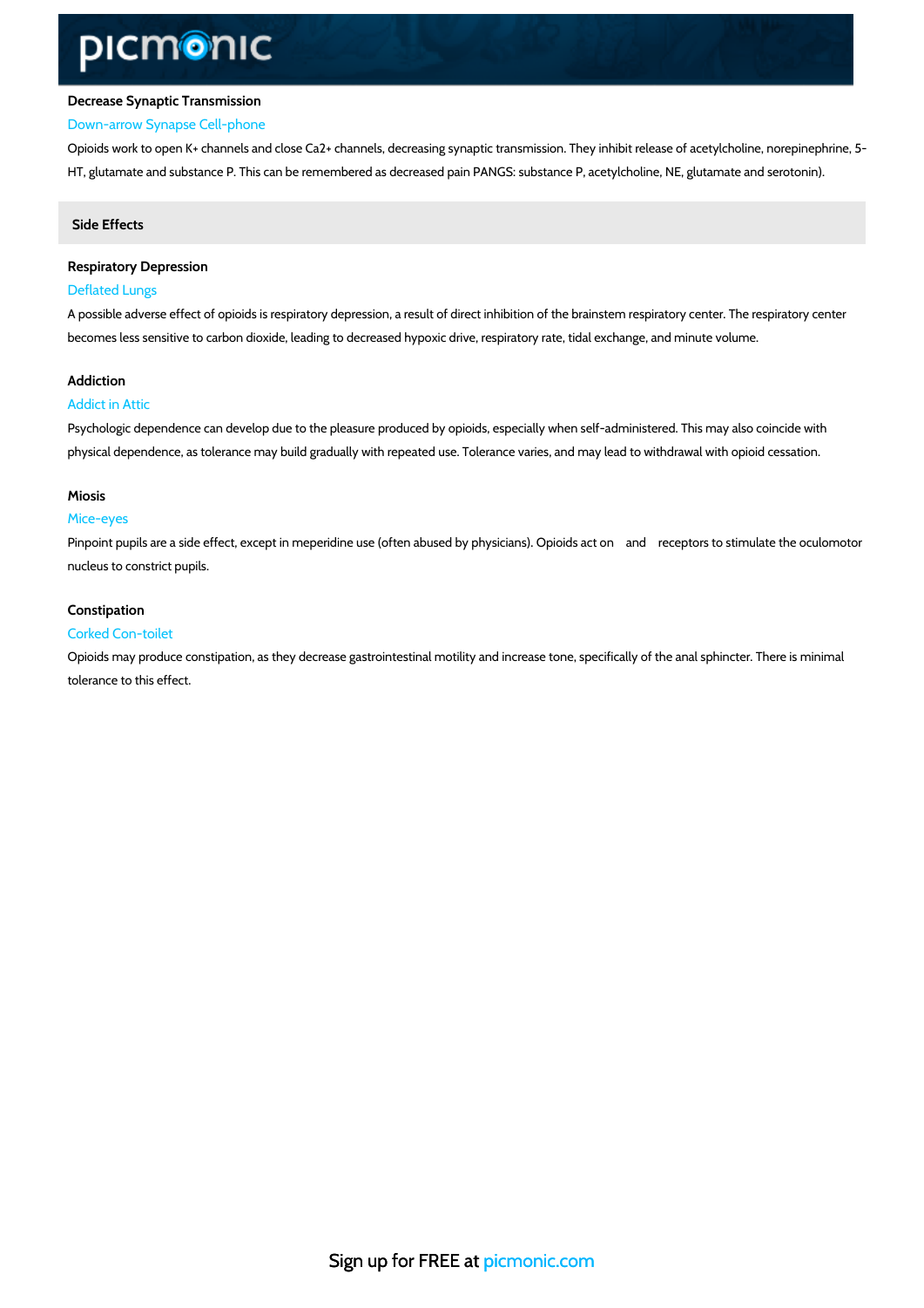### Decrease Synaptic Transmission

Down-arrow Synapse Cell-phone

Opioids work to open K+ channels and close Ca2+ channels, decreasing synaptic transmission. They inhibit release of acetylcholine, norepinephrine, 5-HT, glutamate and substance P. This can be remembered as decreased pain PANGS: substance P, acetylcholine, NE, glutamate and serotonin).

## Side Effects

### Respiratory Depression

Deflated Lungs

A possible adverse effect of opioids is respiratory depression, a result of direct inhibition of the brainstem respiratory center. The respiratory center becomes less sensitive to carbon dioxide, leading to decreased hypoxic drive, respiratory rate, tidal exchange, and minute volume.

### Addiction

Addict in Attic

Psychologic dependence can develop due to the pleasure produced by opioids, especially when self-administered. This may also coincide with physical dependence, as tolerance may build gradually with repeated use. Tolerance varies, and may lead to withdrawal with opioid cessation.

### Miosis

Mice-eyes

Pinpoint pupils are a side effect, except in meperidine use (often abused by physicians). Opioids act on  and  receptors to stimulate the oculomotor nucleus to constrict pupils.

### Constipation

Corked Con-toilet

Opioids may produce constipation, as they decrease gastrointestinal motility and increase tone, specifically of the anal sphincter. There is minimal tolerance to this effect.